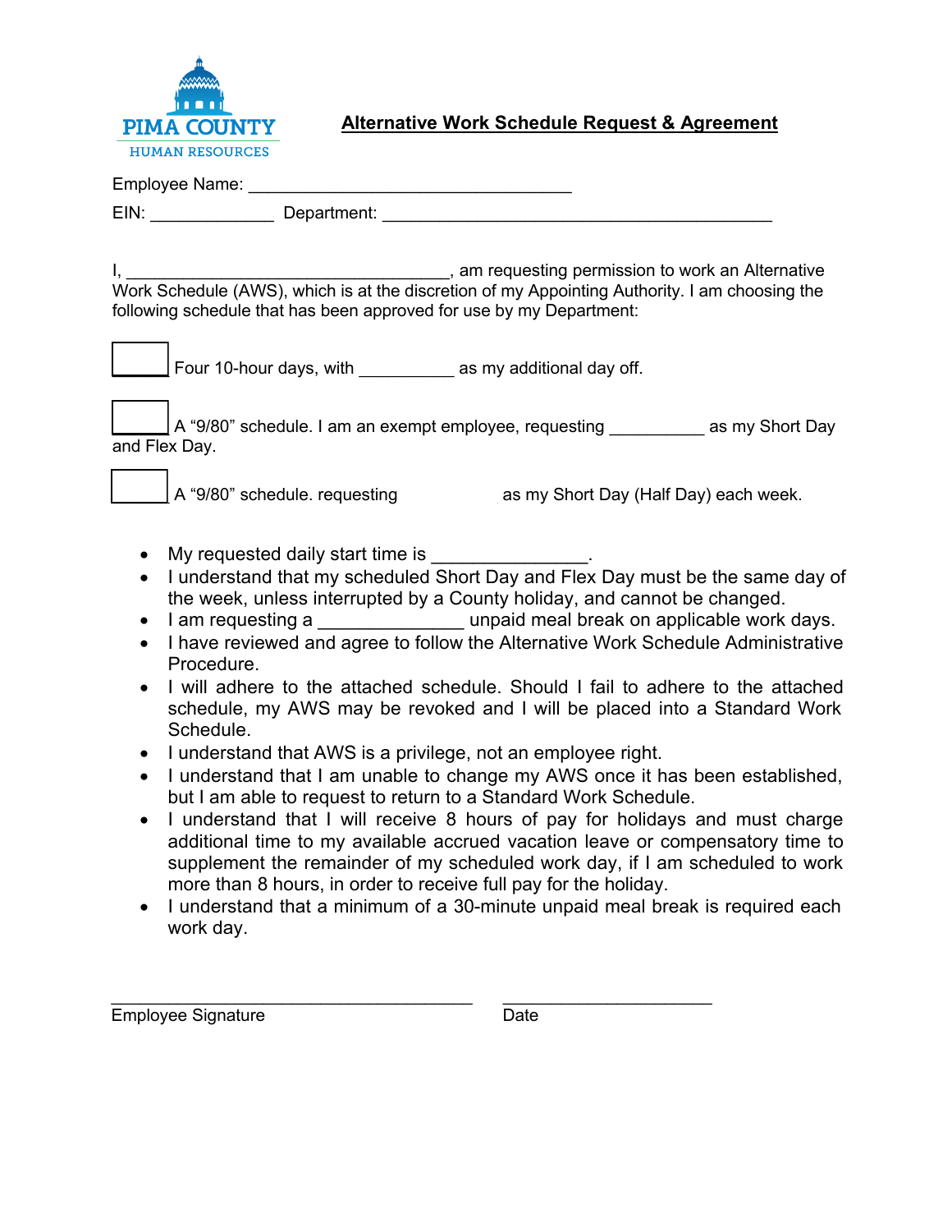PIMA COUNTY
HUMAN RESOURCES

# Alternative Work Schedule Request & Agreement

Employee Name: ________________________________

EIN: ____________ Department: ______________________________________

I, ________________________________, am requesting permission to work an Alternative Work Schedule (AWS), which is at the discretion of my Appointing Authority. I am choosing the following schedule that has been approved for use by my Department:

☐ Four 10-hour days, with __________ as my additional day off.

☐ A "9/80" schedule. I am an exempt employee, requesting __________ as my Short Day and Flex Day.

☐ A "9/80" schedule. requesting as my Short Day (Half Day) each week.

- My requested daily start time is ______________.
- I understand that my scheduled Short Day and Flex Day must be the same day of the week, unless interrupted by a County holiday, and cannot be changed.
- I am requesting a _____________ unpaid meal break on applicable work days.
- I have reviewed and agree to follow the Alternative Work Schedule Administrative Procedure.
- I will adhere to the attached schedule. Should I fail to adhere to the attached schedule, my AWS may be revoked and I will be placed into a Standard Work Schedule.
- I understand that AWS is a privilege, not an employee right.
- I understand that I am unable to change my AWS once it has been established, but I am able to request to return to a Standard Work Schedule.
- I understand that I will receive 8 hours of pay for holidays and must charge additional time to my available accrued vacation leave or compensatory time to supplement the remainder of my scheduled work day, if I am scheduled to work more than 8 hours, in order to receive full pay for the holiday.
- I understand that a minimum of a 30-minute unpaid meal break is required each work day.

___________________________________ ____________________

Employee Signature Date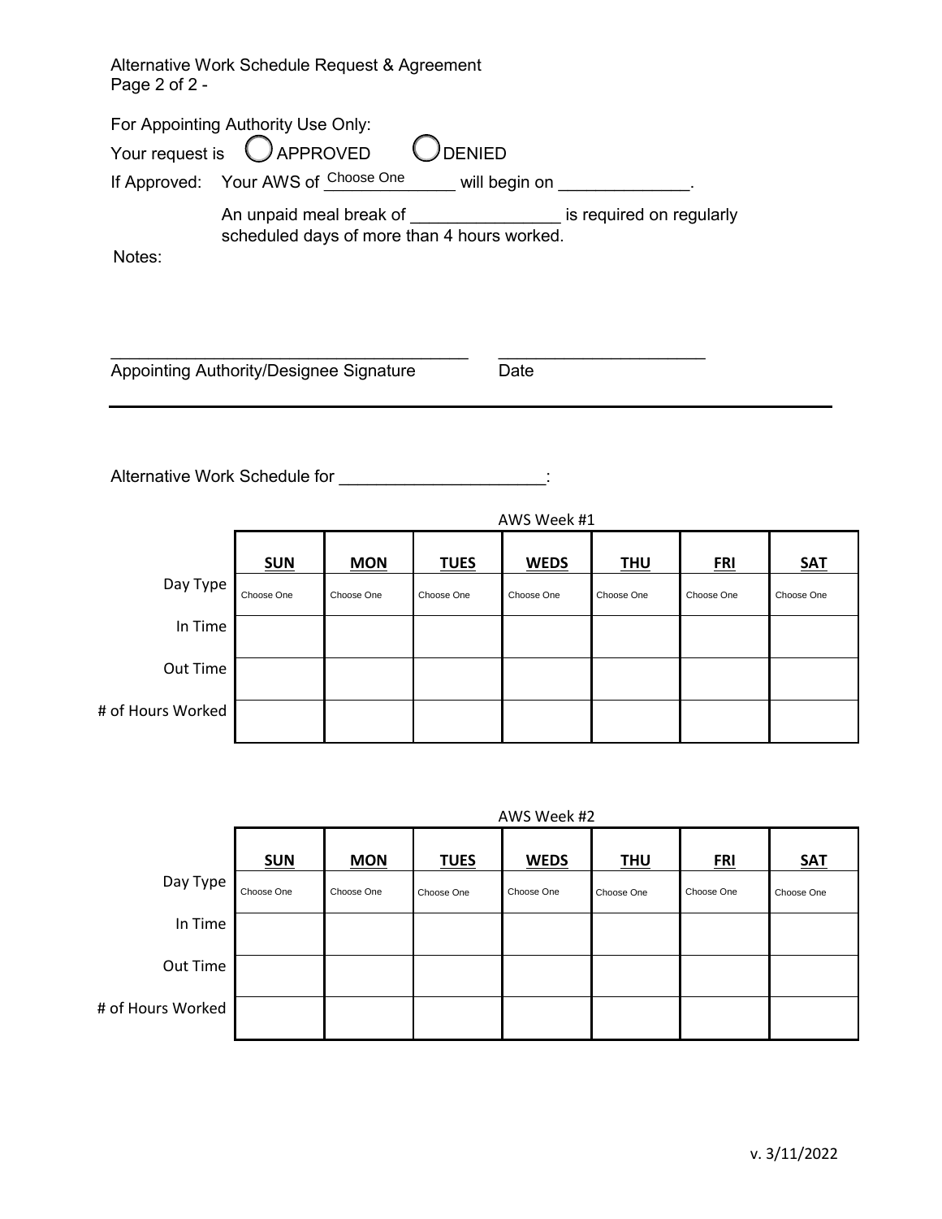Alternative Work Schedule Request & Agreement
Page 2 of 2 -

For Appointing Authority Use Only:

Your request is ◯ APPROVED ◯ DENIED

If Approved: Your AWS of Choose One_______ will begin on ______________.

An unpaid meal break of ________________ is required on regularly scheduled days of more than 4 hours worked.

Notes:

_______________________________________ ______________________
Appointing Authority/Designee Signature Date

---

Alternative Work Schedule for ______________________:

AWS Week #1

| | SUN | MON | TUES | WEDS | THU | FRI | SAT |
|---|---|---|---|---|---|---|---|
| Day Type | Choose One | Choose One | Choose One | Choose One | Choose One | Choose One | Choose One |
| In Time | | | | | | | |
| Out Time | | | | | | | |
| # of Hours Worked | | | | | | | |

AWS Week #2

| | SUN | MON | TUES | WEDS | THU | FRI | SAT |
|---|---|---|---|---|---|---|---|
| Day Type | Choose One | Choose One | Choose One | Choose One | Choose One | Choose One | Choose One |
| In Time | | | | | | | |
| Out Time | | | | | | | |
| # of Hours Worked | | | | | | | |

v. 3/11/2022